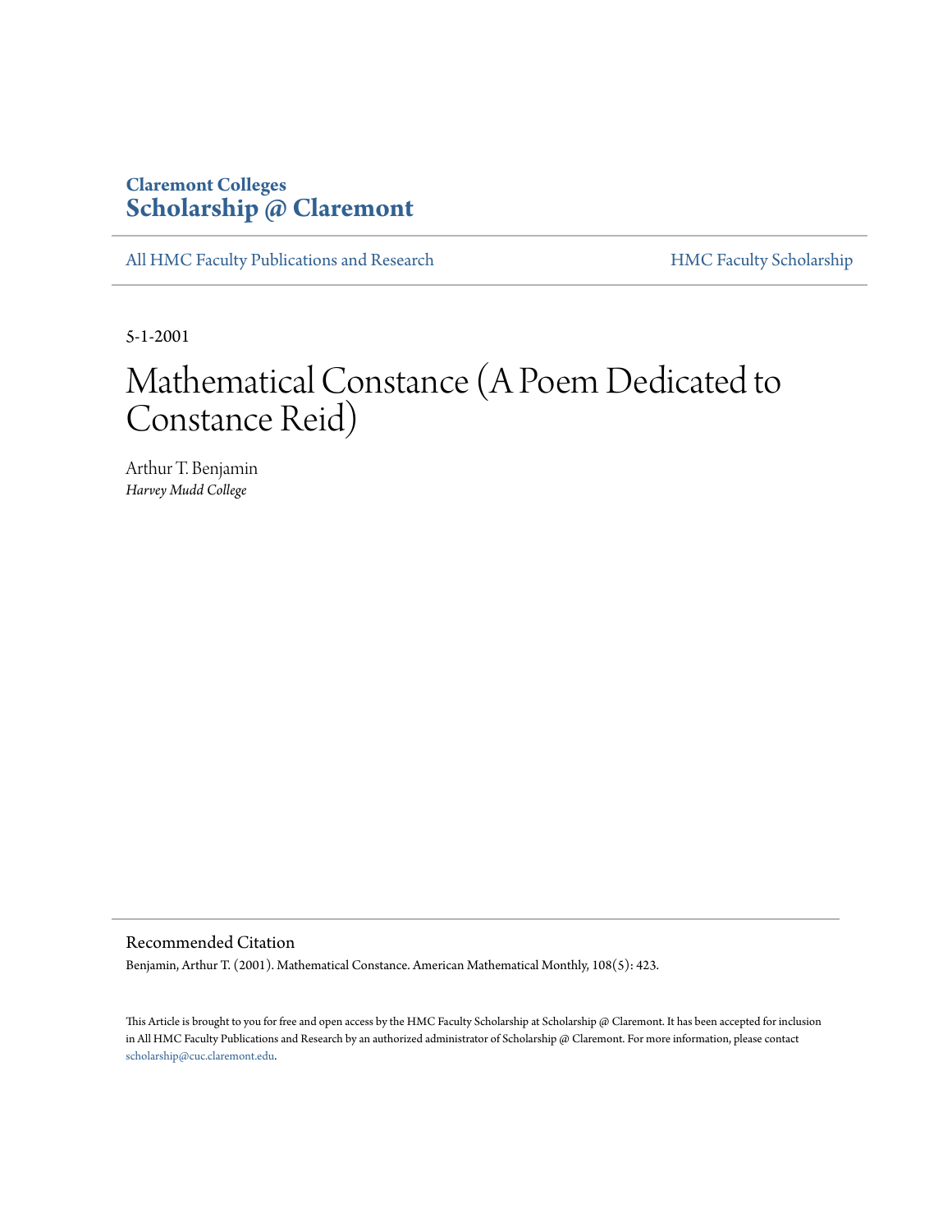Claremont Colleges
**Scholarship @ Claremont**

All HMC Faculty Publications and Research | HMC Faculty Scholarship

5-1-2001

# Mathematical Constance (A Poem Dedicated to Constance Reid)

Arthur T. Benjamin
*Harvey Mudd College*

## Recommended Citation

Benjamin, Arthur T. (2001). Mathematical Constance. American Mathematical Monthly, 108(5): 423.

This Article is brought to you for free and open access by the HMC Faculty Scholarship at Scholarship @ Claremont. It has been accepted for inclusion in All HMC Faculty Publications and Research by an authorized administrator of Scholarship @ Claremont. For more information, please contact scholarship@cuc.claremont.edu.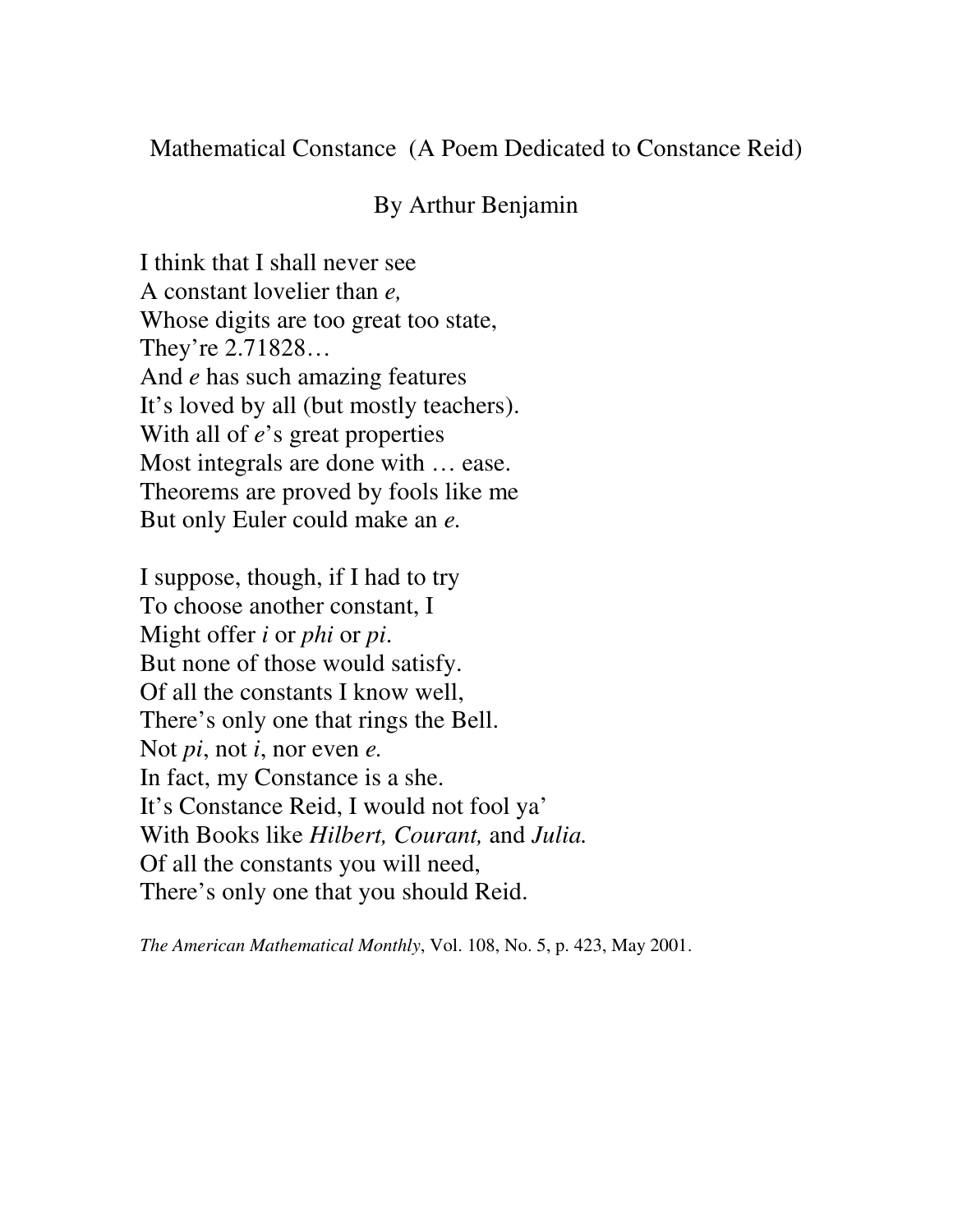Mathematical Constance (A Poem Dedicated to Constance Reid)

By Arthur Benjamin

I think that I shall never see  
A constant lovelier than *e,*  
Whose digits are too great too state,  
They're 2.71828…  
And *e* has such amazing features  
It's loved by all (but mostly teachers).  
With all of *e*'s great properties  
Most integrals are done with … ease.  
Theorems are proved by fools like me  
But only Euler could make an *e.*

I suppose, though, if I had to try  
To choose another constant, I  
Might offer *i* or *phi* or *pi*.  
But none of those would satisfy.  
Of all the constants I know well,  
There's only one that rings the Bell.  
Not *pi*, not *i*, nor even *e.*  
In fact, my Constance is a she.  
It's Constance Reid, I would not fool ya'  
With Books like *Hilbert, Courant,* and *Julia.*  
Of all the constants you will need,  
There's only one that you should Reid.

*The American Mathematical Monthly*, Vol. 108, No. 5, p. 423, May 2001.